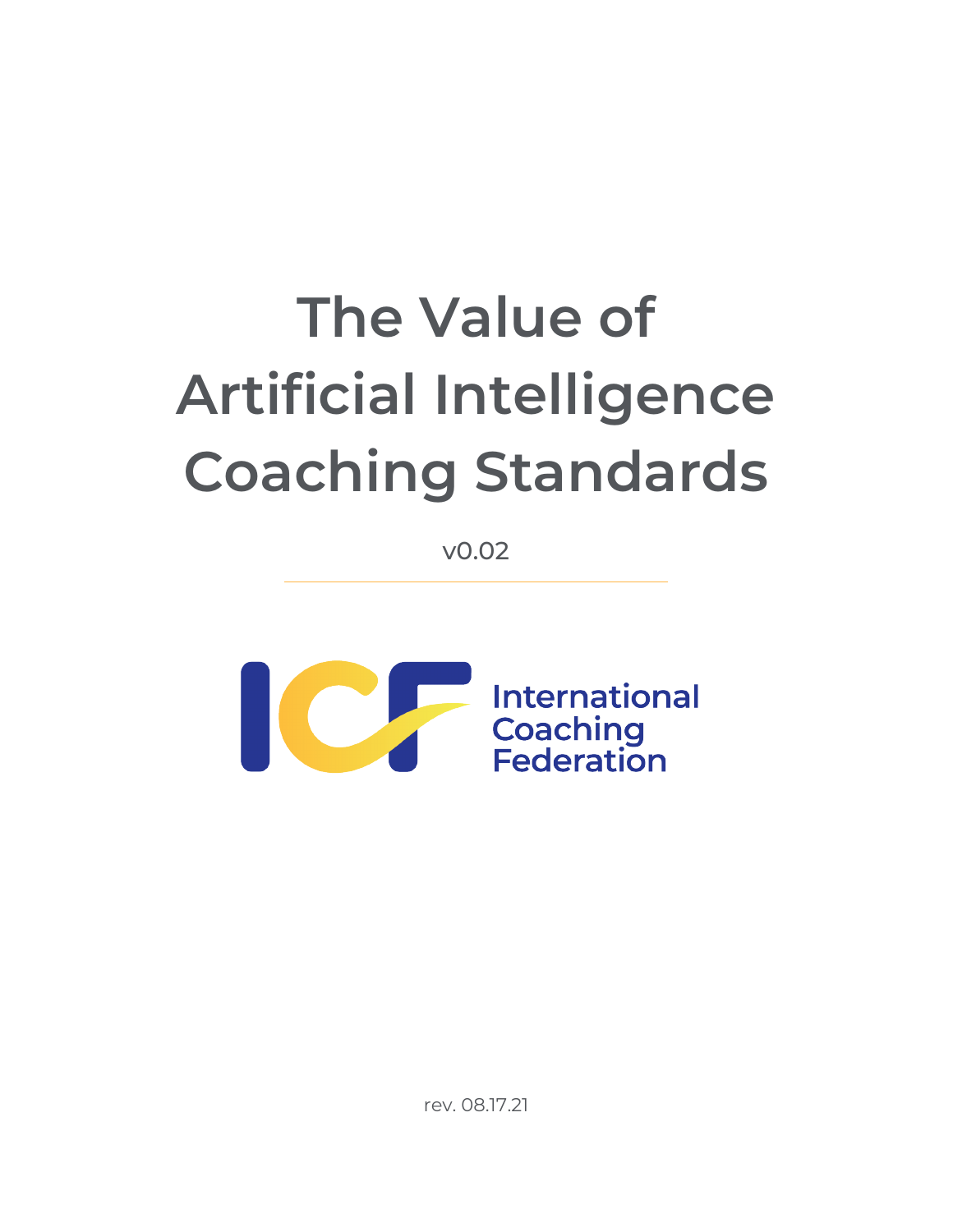# The Value of Artificial Intelligence Coaching Standards

v0.02

International Coaching Federation

rev. 08.17.21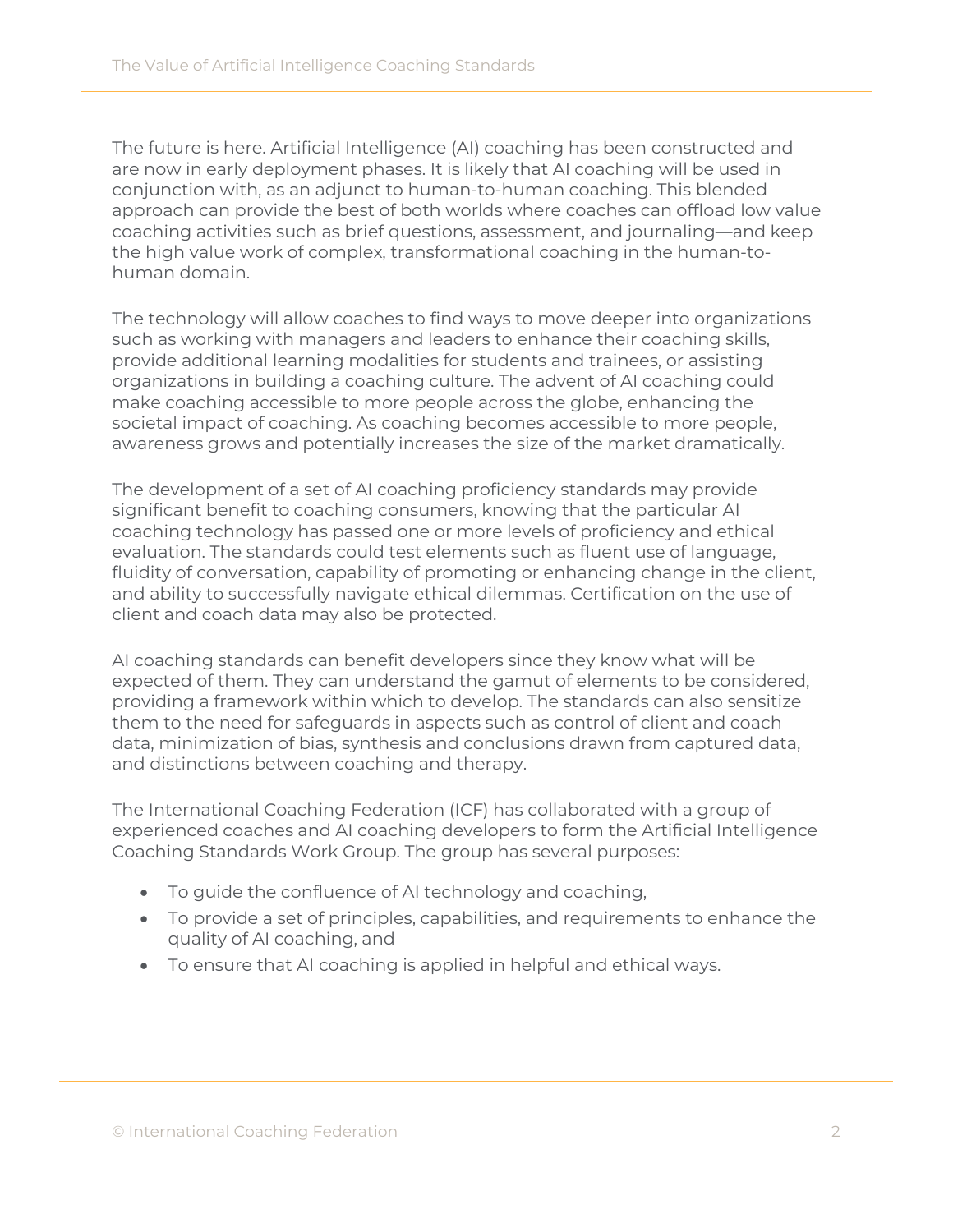The future is here. Artificial Intelligence (AI) coaching has been constructed and are now in early deployment phases. It is likely that AI coaching will be used in conjunction with, as an adjunct to human-to-human coaching. This blended approach can provide the best of both worlds where coaches can offload low value coaching activities such as brief questions, assessment, and journaling—and keep the high value work of complex, transformational coaching in the human-to-human domain.

The technology will allow coaches to find ways to move deeper into organizations such as working with managers and leaders to enhance their coaching skills, provide additional learning modalities for students and trainees, or assisting organizations in building a coaching culture. The advent of AI coaching could make coaching accessible to more people across the globe, enhancing the societal impact of coaching. As coaching becomes accessible to more people, awareness grows and potentially increases the size of the market dramatically.

The development of a set of AI coaching proficiency standards may provide significant benefit to coaching consumers, knowing that the particular AI coaching technology has passed one or more levels of proficiency and ethical evaluation. The standards could test elements such as fluent use of language, fluidity of conversation, capability of promoting or enhancing change in the client, and ability to successfully navigate ethical dilemmas. Certification on the use of client and coach data may also be protected.

AI coaching standards can benefit developers since they know what will be expected of them. They can understand the gamut of elements to be considered, providing a framework within which to develop. The standards can also sensitize them to the need for safeguards in aspects such as control of client and coach data, minimization of bias, synthesis and conclusions drawn from captured data, and distinctions between coaching and therapy.

The International Coaching Federation (ICF) has collaborated with a group of experienced coaches and AI coaching developers to form the Artificial Intelligence Coaching Standards Work Group. The group has several purposes:

- To guide the confluence of AI technology and coaching,
- To provide a set of principles, capabilities, and requirements to enhance the quality of AI coaching, and
- To ensure that AI coaching is applied in helpful and ethical ways.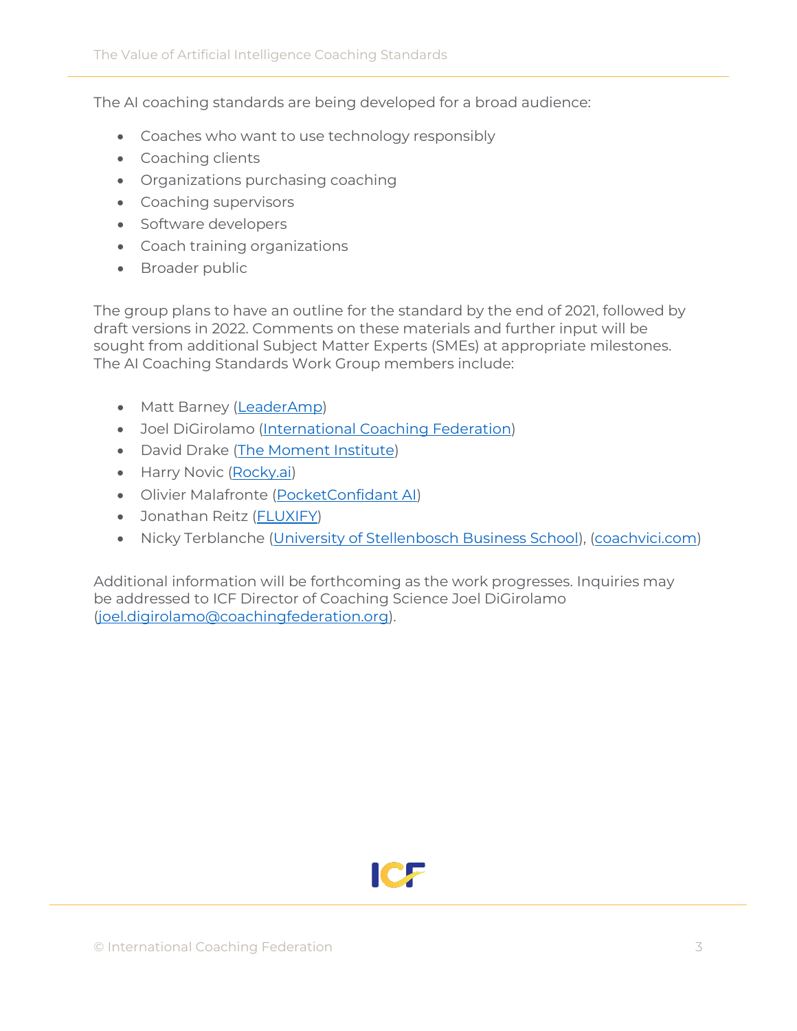The AI coaching standards are being developed for a broad audience:

- Coaches who want to use technology responsibly
- Coaching clients
- Organizations purchasing coaching
- Coaching supervisors
- Software developers
- Coach training organizations
- Broader public

The group plans to have an outline for the standard by the end of 2021, followed by draft versions in 2022. Comments on these materials and further input will be sought from additional Subject Matter Experts (SMEs) at appropriate milestones. The AI Coaching Standards Work Group members include:

- Matt Barney (LeaderAmp)
- Joel DiGirolamo (International Coaching Federation)
- David Drake (The Moment Institute)
- Harry Novic (Rocky.ai)
- Olivier Malafronte (PocketConfidant AI)
- Jonathan Reitz (FLUXIFY)
- Nicky Terblanche (University of Stellenbosch Business School), (coachvici.com)

Additional information will be forthcoming as the work progresses. Inquiries may be addressed to ICF Director of Coaching Science Joel DiGirolamo (joel.digirolamo@coachingfederation.org).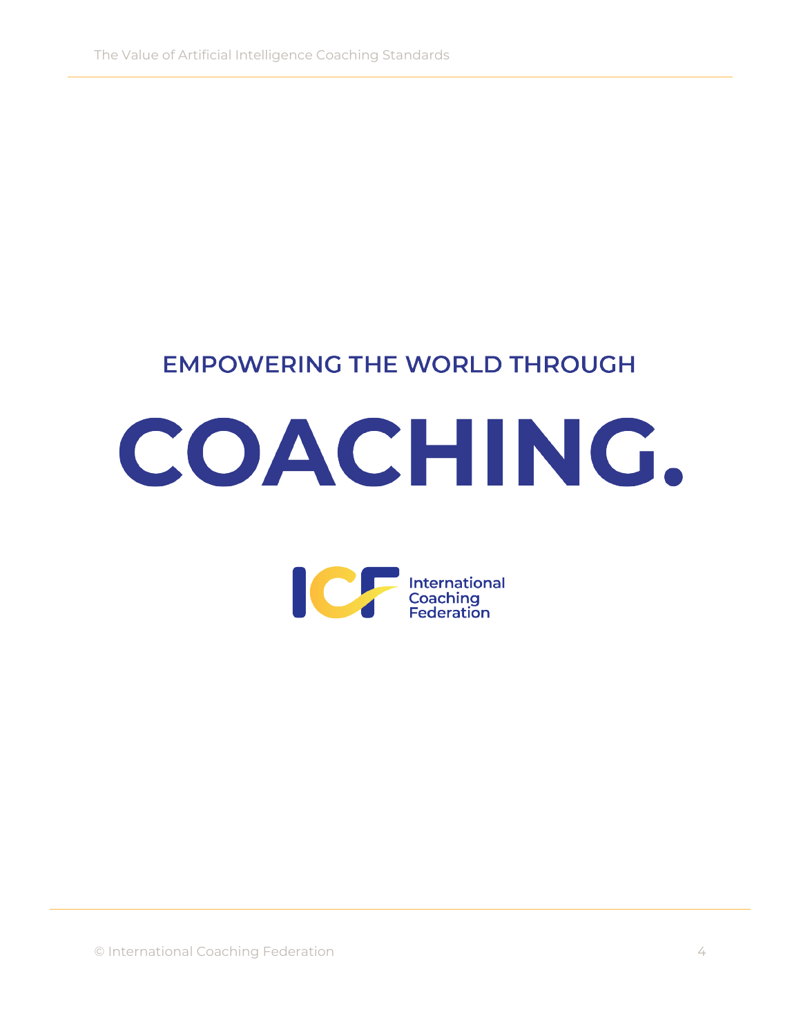EMPOWERING THE WORLD THROUGH

# COACHING.

International Coaching Federation